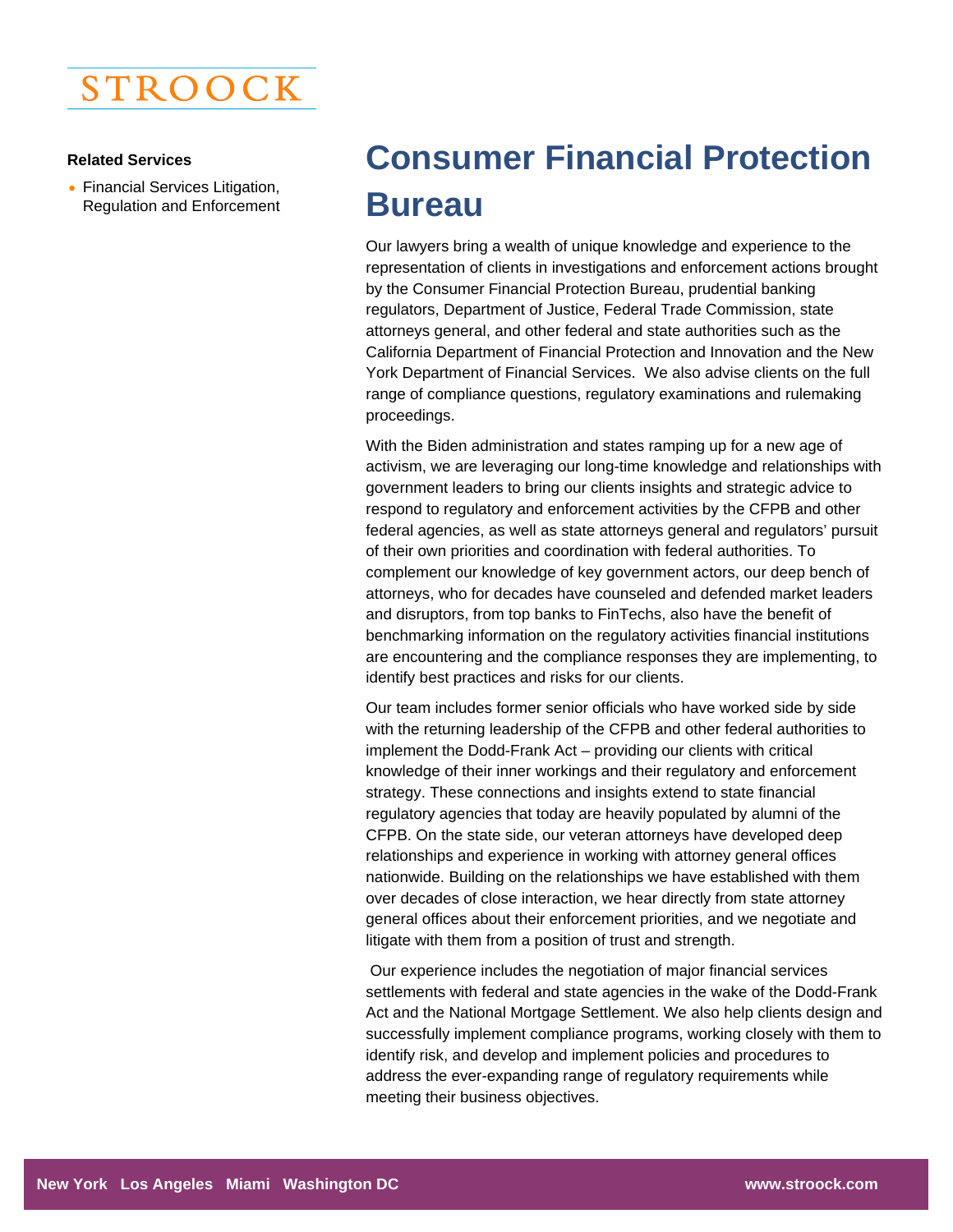STROOCK

**Related Services**

- Financial Services Litigation, Regulation and Enforcement

# Consumer Financial Protection Bureau

Our lawyers bring a wealth of unique knowledge and experience to the representation of clients in investigations and enforcement actions brought by the Consumer Financial Protection Bureau, prudential banking regulators, Department of Justice, Federal Trade Commission, state attorneys general, and other federal and state authorities such as the California Department of Financial Protection and Innovation and the New York Department of Financial Services. We also advise clients on the full range of compliance questions, regulatory examinations and rulemaking proceedings.

With the Biden administration and states ramping up for a new age of activism, we are leveraging our long-time knowledge and relationships with government leaders to bring our clients insights and strategic advice to respond to regulatory and enforcement activities by the CFPB and other federal agencies, as well as state attorneys general and regulators' pursuit of their own priorities and coordination with federal authorities. To complement our knowledge of key government actors, our deep bench of attorneys, who for decades have counseled and defended market leaders and disruptors, from top banks to FinTechs, also have the benefit of benchmarking information on the regulatory activities financial institutions are encountering and the compliance responses they are implementing, to identify best practices and risks for our clients.

Our team includes former senior officials who have worked side by side with the returning leadership of the CFPB and other federal authorities to implement the Dodd-Frank Act – providing our clients with critical knowledge of their inner workings and their regulatory and enforcement strategy. These connections and insights extend to state financial regulatory agencies that today are heavily populated by alumni of the CFPB. On the state side, our veteran attorneys have developed deep relationships and experience in working with attorney general offices nationwide. Building on the relationships we have established with them over decades of close interaction, we hear directly from state attorney general offices about their enforcement priorities, and we negotiate and litigate with them from a position of trust and strength.

Our experience includes the negotiation of major financial services settlements with federal and state agencies in the wake of the Dodd-Frank Act and the National Mortgage Settlement. We also help clients design and successfully implement compliance programs, working closely with them to identify risk, and develop and implement policies and procedures to address the ever-expanding range of regulatory requirements while meeting their business objectives.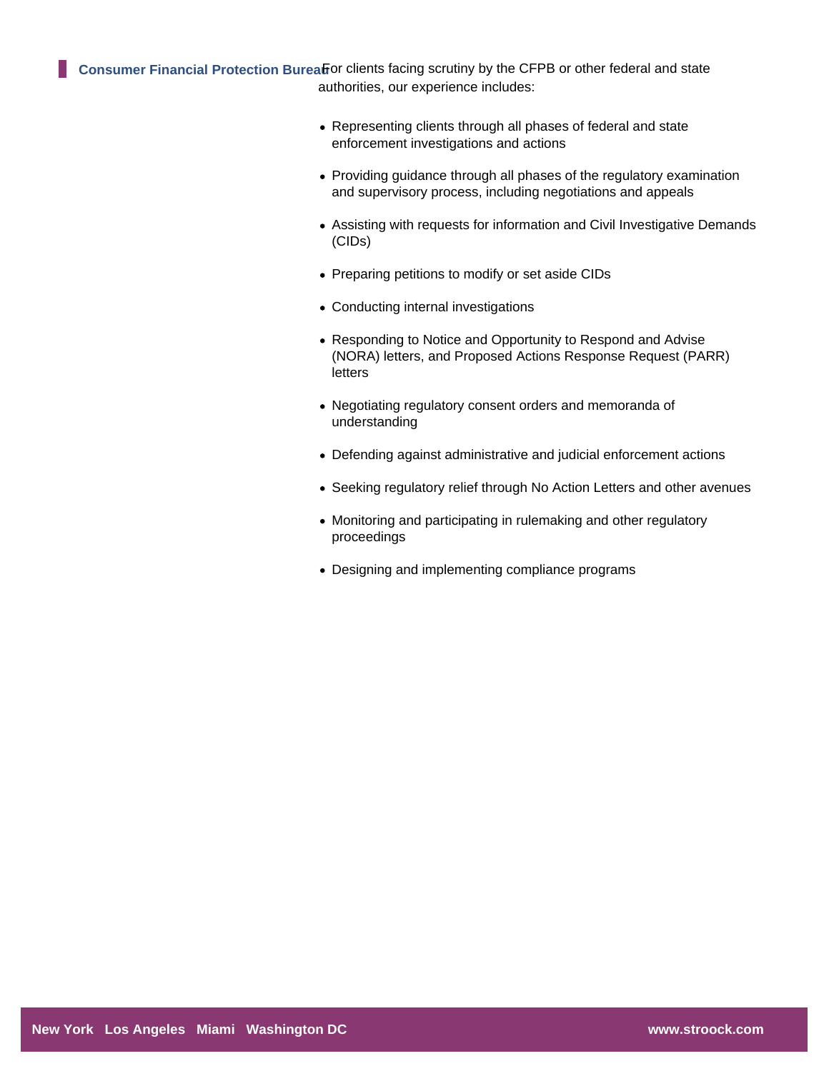## Consumer Financial Protection Bureau

For clients facing scrutiny by the CFPB or other federal and state authorities, our experience includes:

- Representing clients through all phases of federal and state enforcement investigations and actions
- Providing guidance through all phases of the regulatory examination and supervisory process, including negotiations and appeals
- Assisting with requests for information and Civil Investigative Demands (CIDs)
- Preparing petitions to modify or set aside CIDs
- Conducting internal investigations
- Responding to Notice and Opportunity to Respond and Advise (NORA) letters, and Proposed Actions Response Request (PARR) letters
- Negotiating regulatory consent orders and memoranda of understanding
- Defending against administrative and judicial enforcement actions
- Seeking regulatory relief through No Action Letters and other avenues
- Monitoring and participating in rulemaking and other regulatory proceedings
- Designing and implementing compliance programs